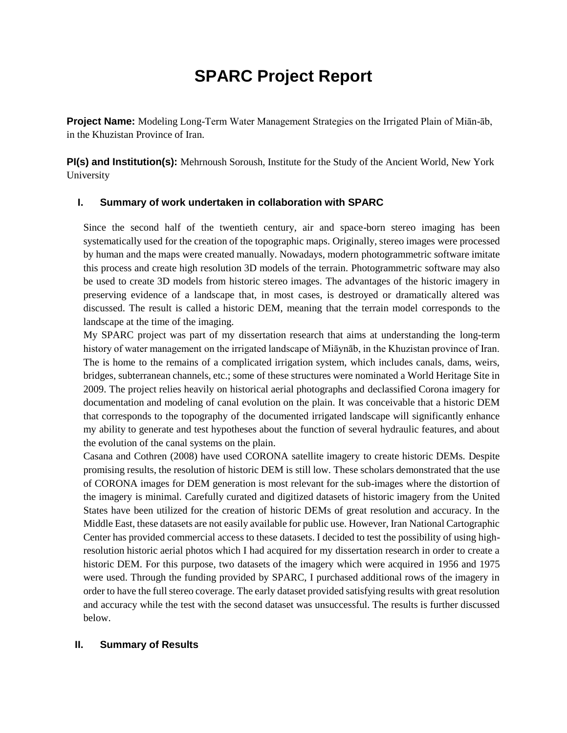# SPARC Project Report

**Project Name:** Modeling Long-Term Water Management Strategies on the Irrigated Plain of Miān-āb, in the Khuzistan Province of Iran.

**PI(s) and Institution(s):** Mehrnoush Soroush, Institute for the Study of the Ancient World, New York University

## I. Summary of work undertaken in collaboration with SPARC

Since the second half of the twentieth century, air and space-born stereo imaging has been systematically used for the creation of the topographic maps. Originally, stereo images were processed by human and the maps were created manually. Nowadays, modern photogrammetric software imitate this process and create high resolution 3D models of the terrain. Photogrammetric software may also be used to create 3D models from historic stereo images. The advantages of the historic imagery in preserving evidence of a landscape that, in most cases, is destroyed or dramatically altered was discussed. The result is called a historic DEM, meaning that the terrain model corresponds to the landscape at the time of the imaging.

My SPARC project was part of my dissertation research that aims at understanding the long-term history of water management on the irrigated landscape of Miāynāb, in the Khuzistan province of Iran. The is home to the remains of a complicated irrigation system, which includes canals, dams, weirs, bridges, subterranean channels, etc.; some of these structures were nominated a World Heritage Site in 2009. The project relies heavily on historical aerial photographs and declassified Corona imagery for documentation and modeling of canal evolution on the plain. It was conceivable that a historic DEM that corresponds to the topography of the documented irrigated landscape will significantly enhance my ability to generate and test hypotheses about the function of several hydraulic features, and about the evolution of the canal systems on the plain.

Casana and Cothren (2008) have used CORONA satellite imagery to create historic DEMs. Despite promising results, the resolution of historic DEM is still low. These scholars demonstrated that the use of CORONA images for DEM generation is most relevant for the sub-images where the distortion of the imagery is minimal. Carefully curated and digitized datasets of historic imagery from the United States have been utilized for the creation of historic DEMs of great resolution and accuracy. In the Middle East, these datasets are not easily available for public use. However, Iran National Cartographic Center has provided commercial access to these datasets. I decided to test the possibility of using high-resolution historic aerial photos which I had acquired for my dissertation research in order to create a historic DEM. For this purpose, two datasets of the imagery which were acquired in 1956 and 1975 were used. Through the funding provided by SPARC, I purchased additional rows of the imagery in order to have the full stereo coverage. The early dataset provided satisfying results with great resolution and accuracy while the test with the second dataset was unsuccessful. The results is further discussed below.

## II. Summary of Results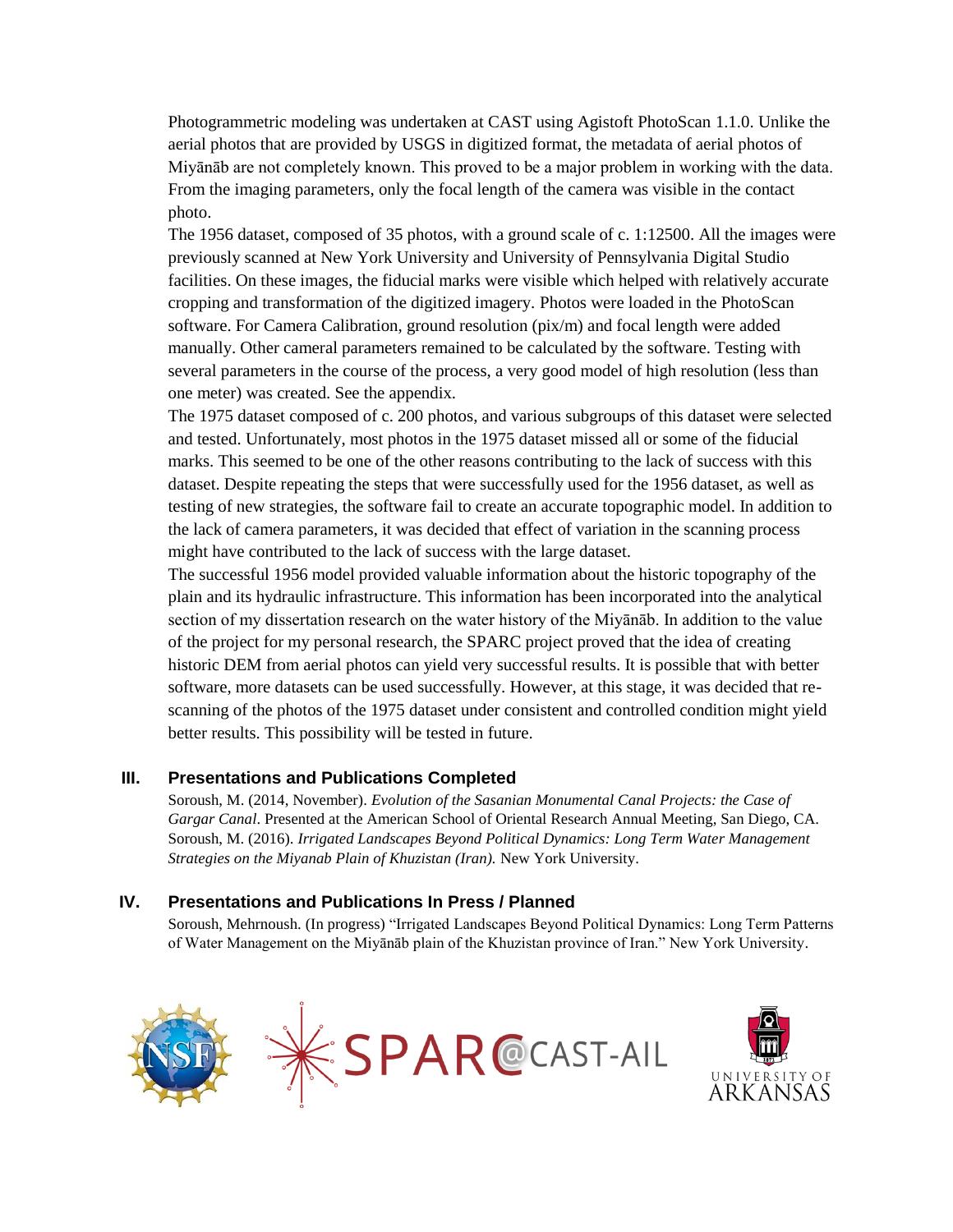Photogrammetric modeling was undertaken at CAST using Agistoft PhotoScan 1.1.0. Unlike the aerial photos that are provided by USGS in digitized format, the metadata of aerial photos of Miyānāb are not completely known. This proved to be a major problem in working with the data. From the imaging parameters, only the focal length of the camera was visible in the contact photo.

The 1956 dataset, composed of 35 photos, with a ground scale of c. 1:12500. All the images were previously scanned at New York University and University of Pennsylvania Digital Studio facilities. On these images, the fiducial marks were visible which helped with relatively accurate cropping and transformation of the digitized imagery. Photos were loaded in the PhotoScan software. For Camera Calibration, ground resolution (pix/m) and focal length were added manually. Other cameral parameters remained to be calculated by the software. Testing with several parameters in the course of the process, a very good model of high resolution (less than one meter) was created. See the appendix.

The 1975 dataset composed of c. 200 photos, and various subgroups of this dataset were selected and tested. Unfortunately, most photos in the 1975 dataset missed all or some of the fiducial marks. This seemed to be one of the other reasons contributing to the lack of success with this dataset. Despite repeating the steps that were successfully used for the 1956 dataset, as well as testing of new strategies, the software fail to create an accurate topographic model. In addition to the lack of camera parameters, it was decided that effect of variation in the scanning process might have contributed to the lack of success with the large dataset.

The successful 1956 model provided valuable information about the historic topography of the plain and its hydraulic infrastructure. This information has been incorporated into the analytical section of my dissertation research on the water history of the Miyānāb. In addition to the value of the project for my personal research, the SPARC project proved that the idea of creating historic DEM from aerial photos can yield very successful results. It is possible that with better software, more datasets can be used successfully. However, at this stage, it was decided that re-scanning of the photos of the 1975 dataset under consistent and controlled condition might yield better results. This possibility will be tested in future.

## III. Presentations and Publications Completed

Soroush, M. (2014, November). *Evolution of the Sasanian Monumental Canal Projects: the Case of Gargar Canal*. Presented at the American School of Oriental Research Annual Meeting, San Diego, CA.

Soroush, M. (2016). *Irrigated Landscapes Beyond Political Dynamics: Long Term Water Management Strategies on the Miyanab Plain of Khuzistan (Iran).* New York University.

## IV. Presentations and Publications In Press / Planned

Soroush, Mehrnoush. (In progress) "Irrigated Landscapes Beyond Political Dynamics: Long Term Patterns of Water Management on the Miyānāb plain of the Khuzistan province of Iran." New York University.